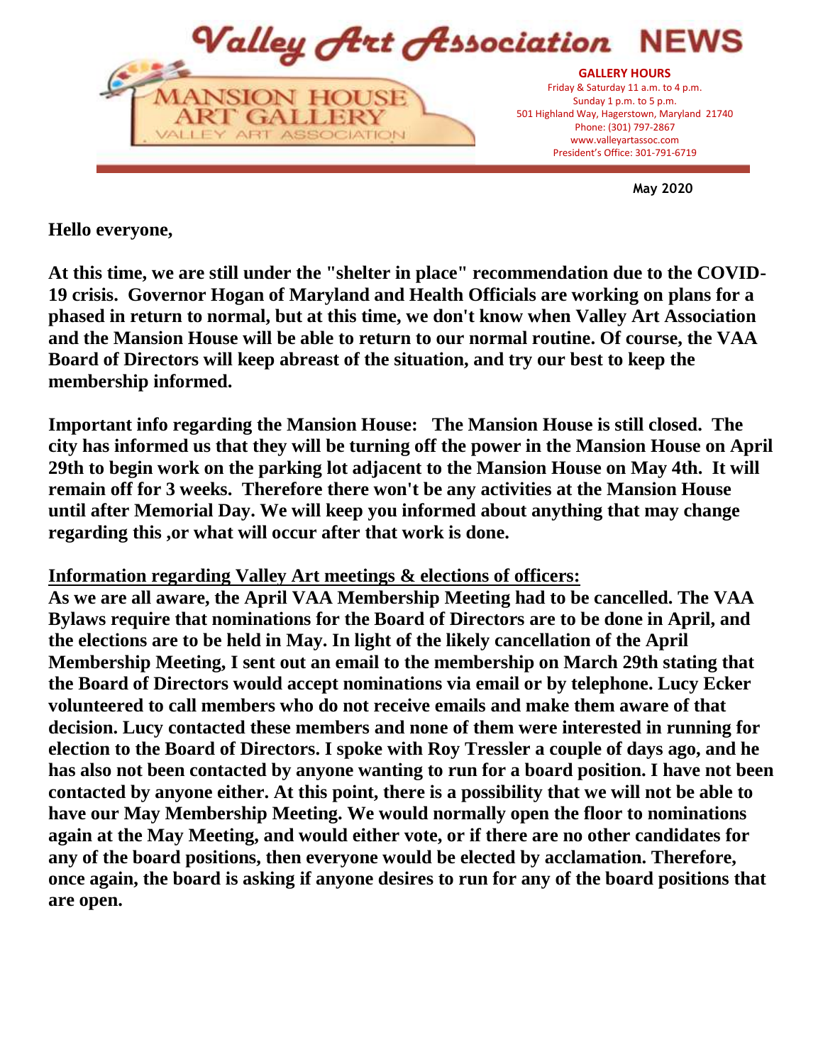# Valley Art Association NEWS

MANSION HOUSE ART GALLERY
VALLEY ART ASSOCIATION

**GALLERY HOURS**
Friday & Saturday 11 a.m. to 4 p.m.
Sunday 1 p.m. to 5 p.m.
501 Highland Way, Hagerstown, Maryland 21740
Phone: (301) 797-2867
www.valleyartassoc.com
President's Office: 301-791-6719

**May 2020**

**Hello everyone,**

**At this time, we are still under the "shelter in place" recommendation due to the COVID-19 crisis. Governor Hogan of Maryland and Health Officials are working on plans for a phased in return to normal, but at this time, we don't know when Valley Art Association and the Mansion House will be able to return to our normal routine. Of course, the VAA Board of Directors will keep abreast of the situation, and try our best to keep the membership informed.**

**Important info regarding the Mansion House: The Mansion House is still closed. The city has informed us that they will be turning off the power in the Mansion House on April 29th to begin work on the parking lot adjacent to the Mansion House on May 4th. It will remain off for 3 weeks. Therefore there won't be any activities at the Mansion House until after Memorial Day. We will keep you informed about anything that may change regarding this ,or what will occur after that work is done.**

**<u>Information regarding Valley Art meetings & elections of officers:</u>**
**As we are all aware, the April VAA Membership Meeting had to be cancelled. The VAA Bylaws require that nominations for the Board of Directors are to be done in April, and the elections are to be held in May. In light of the likely cancellation of the April Membership Meeting, I sent out an email to the membership on March 29th stating that the Board of Directors would accept nominations via email or by telephone. Lucy Ecker volunteered to call members who do not receive emails and make them aware of that decision. Lucy contacted these members and none of them were interested in running for election to the Board of Directors. I spoke with Roy Tressler a couple of days ago, and he has also not been contacted by anyone wanting to run for a board position. I have not been contacted by anyone either. At this point, there is a possibility that we will not be able to have our May Membership Meeting. We would normally open the floor to nominations again at the May Meeting, and would either vote, or if there are no other candidates for any of the board positions, then everyone would be elected by acclamation. Therefore, once again, the board is asking if anyone desires to run for any of the board positions that are open.**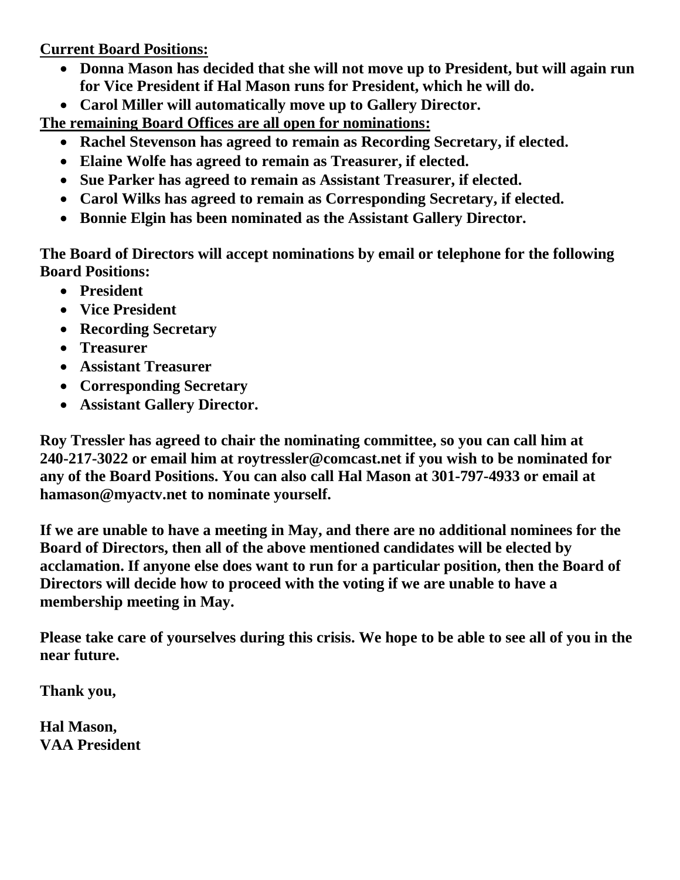**Current Board Positions:**

- **Donna Mason has decided that she will not move up to President, but will again run for Vice President if Hal Mason runs for President, which he will do.**
- **Carol Miller will automatically move up to Gallery Director.**

**The remaining Board Offices are all open for nominations:**

- **Rachel Stevenson has agreed to remain as Recording Secretary, if elected.**
- **Elaine Wolfe has agreed to remain as Treasurer, if elected.**
- **Sue Parker has agreed to remain as Assistant Treasurer, if elected.**
- **Carol Wilks has agreed to remain as Corresponding Secretary, if elected.**
- **Bonnie Elgin has been nominated as the Assistant Gallery Director.**

**The Board of Directors will accept nominations by email or telephone for the following Board Positions:**

- **President**
- **Vice President**
- **Recording Secretary**
- **Treasurer**
- **Assistant Treasurer**
- **Corresponding Secretary**
- **Assistant Gallery Director.**

**Roy Tressler has agreed to chair the nominating committee, so you can call him at 240-217-3022 or email him at roytressler@comcast.net if you wish to be nominated for any of the Board Positions. You can also call Hal Mason at 301-797-4933 or email at hamason@myactv.net to nominate yourself.**

**If we are unable to have a meeting in May, and there are no additional nominees for the Board of Directors, then all of the above mentioned candidates will be elected by acclamation. If anyone else does want to run for a particular position, then the Board of Directors will decide how to proceed with the voting if we are unable to have a membership meeting in May.**

**Please take care of yourselves during this crisis. We hope to be able to see all of you in the near future.**

**Thank you,**

**Hal Mason,**
**VAA President**